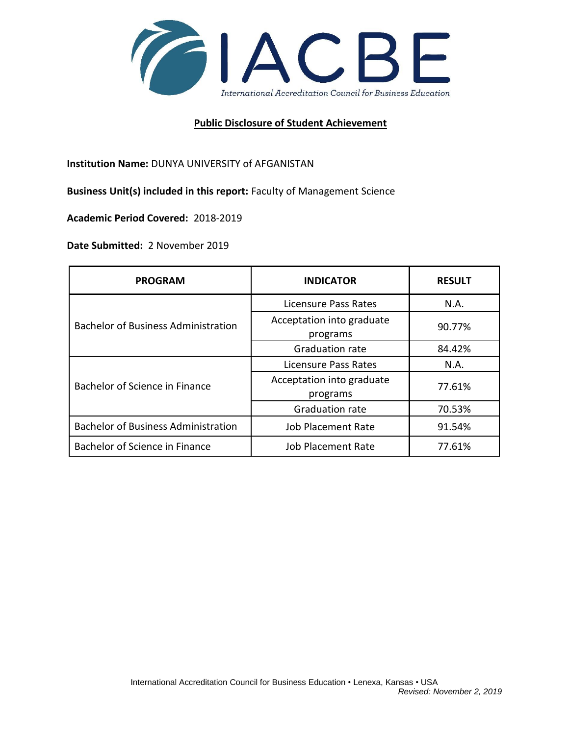IACBE

*International Accreditation Council for Business Education*

## **Public Disclosure of Student Achievement**

**Institution Name:** DUNYA UNIVERSITY of AFGANISTAN

**Business Unit(s) included in this report:** Faculty of Management Science

**Academic Period Covered:** 2018-2019

**Date Submitted:** 2 November 2019

| PROGRAM | INDICATOR | RESULT |
|---|---|---|
| Bachelor of Business Administration | Licensure Pass Rates | N.A. |
| | Acceptation into graduate programs | 90.77% |
| | Graduation rate | 84.42% |
| Bachelor of Science in Finance | Licensure Pass Rates | N.A. |
| | Acceptation into graduate programs | 77.61% |
| | Graduation rate | 70.53% |
| Bachelor of Business Administration | Job Placement Rate | 91.54% |
| Bachelor of Science in Finance | Job Placement Rate | 77.61% |

International Accreditation Council for Business Education • Lenexa, Kansas • USA

*Revised: November 2, 2019*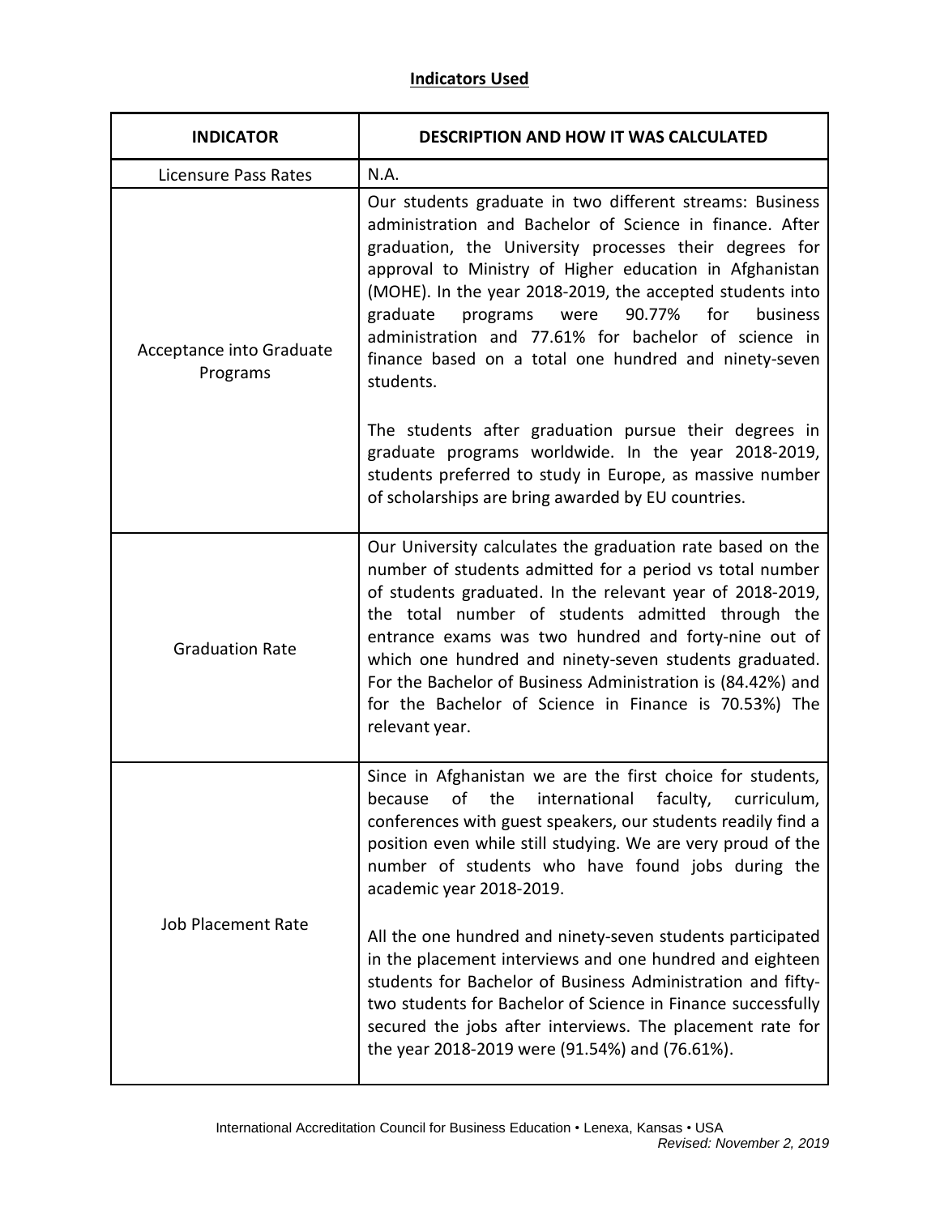**Indicators Used**

| INDICATOR | DESCRIPTION AND HOW IT WAS CALCULATED |
|---|---|
| Licensure Pass Rates | N.A. |
| Acceptance into Graduate Programs | Our students graduate in two different streams: Business administration and Bachelor of Science in finance. After graduation, the University processes their degrees for approval to Ministry of Higher education in Afghanistan (MOHE). In the year 2018-2019, the accepted students into graduate programs were 90.77% for business administration and 77.61% for bachelor of science in finance based on a total one hundred and ninety-seven students.<br><br>The students after graduation pursue their degrees in graduate programs worldwide. In the year 2018-2019, students preferred to study in Europe, as massive number of scholarships are bring awarded by EU countries. |
| Graduation Rate | Our University calculates the graduation rate based on the number of students admitted for a period vs total number of students graduated. In the relevant year of 2018-2019, the total number of students admitted through the entrance exams was two hundred and forty-nine out of which one hundred and ninety-seven students graduated. For the Bachelor of Business Administration is (84.42%) and for the Bachelor of Science in Finance is 70.53%) The relevant year. |
| Job Placement Rate | Since in Afghanistan we are the first choice for students, because of the international faculty, curriculum, conferences with guest speakers, our students readily find a position even while still studying. We are very proud of the number of students who have found jobs during the academic year 2018-2019.<br><br>All the one hundred and ninety-seven students participated in the placement interviews and one hundred and eighteen students for Bachelor of Business Administration and fifty-two students for Bachelor of Science in Finance successfully secured the jobs after interviews. The placement rate for the year 2018-2019 were (91.54%) and (76.61%). |